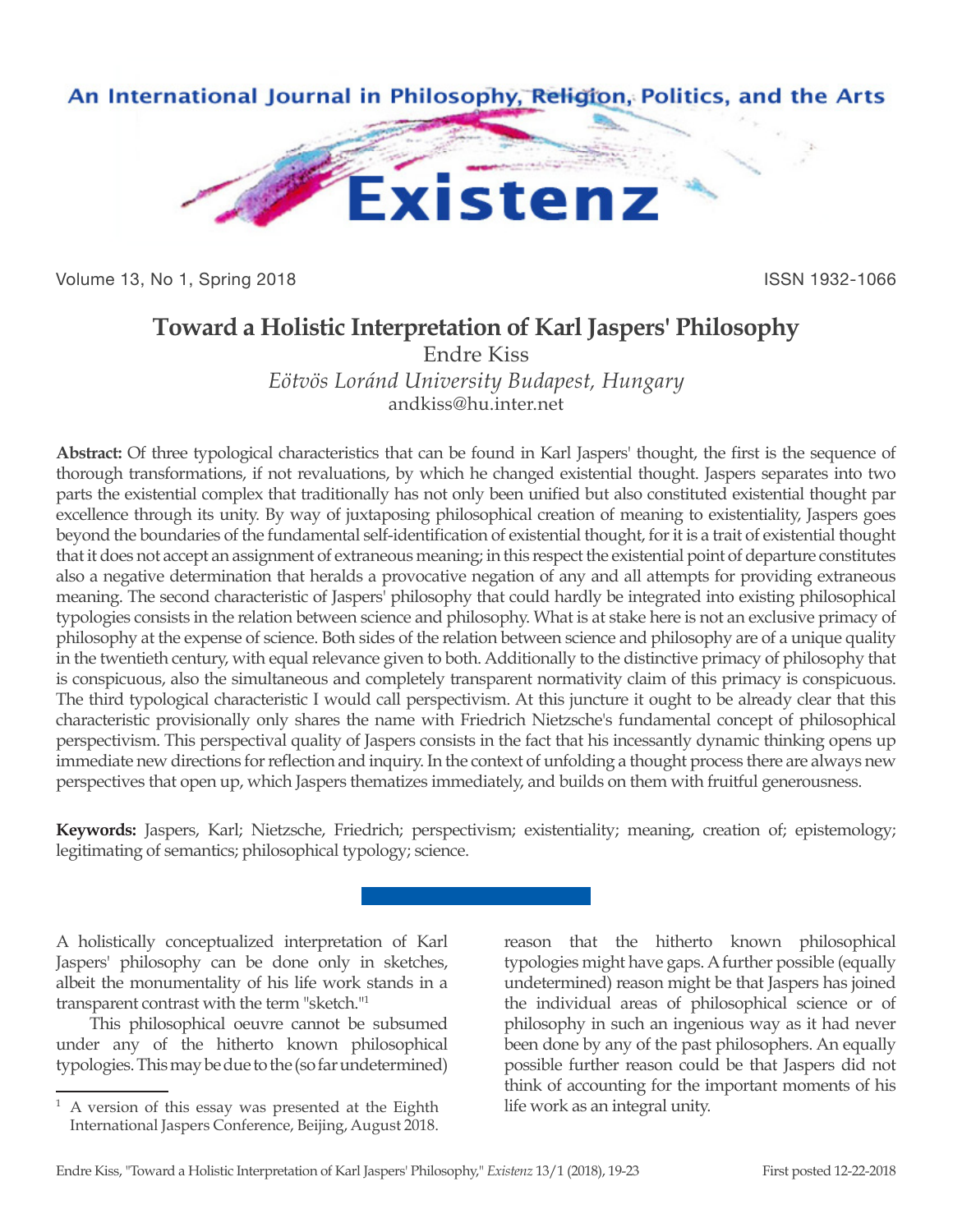An International Journal in Philosophy, Religion, Politics, and the Arts

# Existenz

Volume 13, No 1, Spring 2018 ISSN 1932-1066

## Toward a Holistic Interpretation of Karl Jaspers' Philosophy

Endre Kiss

*Eötvös Loránd University Budapest, Hungary*

andkiss@hu.inter.net

**Abstract:** Of three typological characteristics that can be found in Karl Jaspers' thought, the first is the sequence of thorough transformations, if not revaluations, by which he changed existential thought. Jaspers separates into two parts the existential complex that traditionally has not only been unified but also constituted existential thought par excellence through its unity. By way of juxtaposing philosophical creation of meaning to existentiality, Jaspers goes beyond the boundaries of the fundamental self-identification of existential thought, for it is a trait of existential thought that it does not accept an assignment of extraneous meaning; in this respect the existential point of departure constitutes also a negative determination that heralds a provocative negation of any and all attempts for providing extraneous meaning. The second characteristic of Jaspers' philosophy that could hardly be integrated into existing philosophical typologies consists in the relation between science and philosophy. What is at stake here is not an exclusive primacy of philosophy at the expense of science. Both sides of the relation between science and philosophy are of a unique quality in the twentieth century, with equal relevance given to both. Additionally to the distinctive primacy of philosophy that is conspicuous, also the simultaneous and completely transparent normativity claim of this primacy is conspicuous. The third typological characteristic I would call perspectivism. At this juncture it ought to be already clear that this characteristic provisionally only shares the name with Friedrich Nietzsche's fundamental concept of philosophical perspectivism. This perspectival quality of Jaspers consists in the fact that his incessantly dynamic thinking opens up immediate new directions for reflection and inquiry. In the context of unfolding a thought process there are always new perspectives that open up, which Jaspers thematizes immediately, and builds on them with fruitful generousness.

**Keywords:** Jaspers, Karl; Nietzsche, Friedrich; perspectivism; existentiality; meaning, creation of; epistemology; legitimating of semantics; philosophical typology; science.

A holistically conceptualized interpretation of Karl Jaspers' philosophy can be done only in sketches, albeit the monumentality of his life work stands in a transparent contrast with the term "sketch."[1]

This philosophical oeuvre cannot be subsumed under any of the hitherto known philosophical typologies. This may be due to the (so far undetermined) reason that the hitherto known philosophical typologies might have gaps. A further possible (equally undetermined) reason might be that Jaspers has joined the individual areas of philosophical science or of philosophy in such an ingenious way as it had never been done by any of the past philosophers. An equally possible further reason could be that Jaspers did not think of accounting for the important moments of his life work as an integral unity.

[1] A version of this essay was presented at the Eighth International Jaspers Conference, Beijing, August 2018.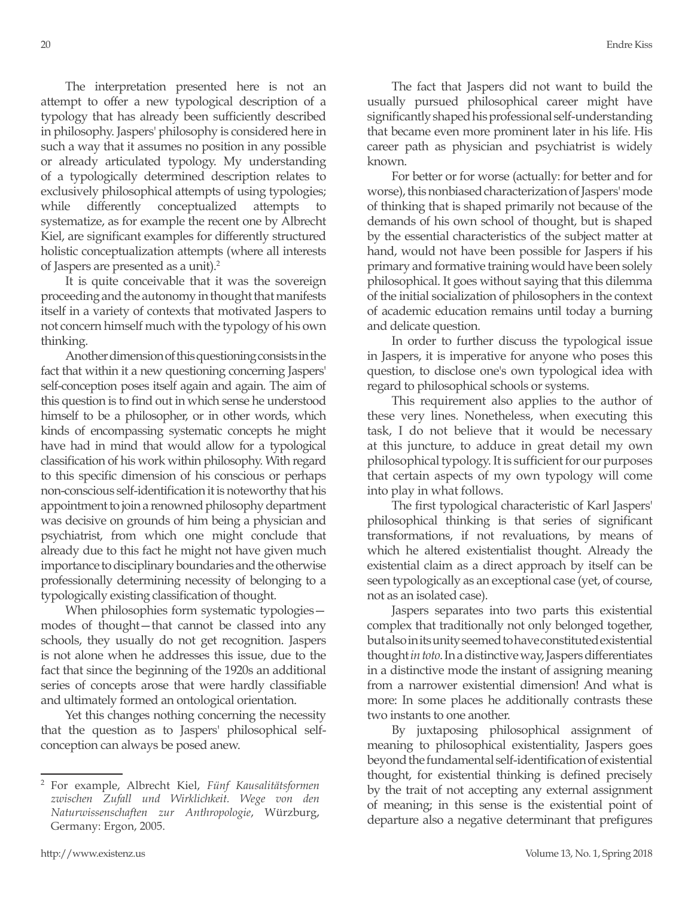The interpretation presented here is not an attempt to offer a new typological description of a typology that has already been sufficiently described in philosophy. Jaspers' philosophy is considered here in such a way that it assumes no position in any possible or already articulated typology. My understanding of a typologically determined description relates to exclusively philosophical attempts of using typologies; while differently conceptualized attempts to systematize, as for example the recent one by Albrecht Kiel, are significant examples for differently structured holistic conceptualization attempts (where all interests of Jaspers are presented as a unit).[2]

It is quite conceivable that it was the sovereign proceeding and the autonomy in thought that manifests itself in a variety of contexts that motivated Jaspers to not concern himself much with the typology of his own thinking.

Another dimension of this questioning consists in the fact that within it a new questioning concerning Jaspers' self-conception poses itself again and again. The aim of this question is to find out in which sense he understood himself to be a philosopher, or in other words, which kinds of encompassing systematic concepts he might have had in mind that would allow for a typological classification of his work within philosophy. With regard to this specific dimension of his conscious or perhaps non-conscious self-identification it is noteworthy that his appointment to join a renowned philosophy department was decisive on grounds of him being a physician and psychiatrist, from which one might conclude that already due to this fact he might not have given much importance to disciplinary boundaries and the otherwise professionally determining necessity of belonging to a typologically existing classification of thought.

When philosophies form systematic typologies—modes of thought—that cannot be classed into any schools, they usually do not get recognition. Jaspers is not alone when he addresses this issue, due to the fact that since the beginning of the 1920s an additional series of concepts arose that were hardly classifiable and ultimately formed an ontological orientation.

Yet this changes nothing concerning the necessity that the question as to Jaspers' philosophical self-conception can always be posed anew.

The fact that Jaspers did not want to build the usually pursued philosophical career might have significantly shaped his professional self-understanding that became even more prominent later in his life. His career path as physician and psychiatrist is widely known.

For better or for worse (actually: for better and for worse), this nonbiased characterization of Jaspers' mode of thinking that is shaped primarily not because of the demands of his own school of thought, but is shaped by the essential characteristics of the subject matter at hand, would not have been possible for Jaspers if his primary and formative training would have been solely philosophical. It goes without saying that this dilemma of the initial socialization of philosophers in the context of academic education remains until today a burning and delicate question.

In order to further discuss the typological issue in Jaspers, it is imperative for anyone who poses this question, to disclose one's own typological idea with regard to philosophical schools or systems.

This requirement also applies to the author of these very lines. Nonetheless, when executing this task, I do not believe that it would be necessary at this juncture, to adduce in great detail my own philosophical typology. It is sufficient for our purposes that certain aspects of my own typology will come into play in what follows.

The first typological characteristic of Karl Jaspers' philosophical thinking is that series of significant transformations, if not revaluations, by means of which he altered existentialist thought. Already the existential claim as a direct approach by itself can be seen typologically as an exceptional case (yet, of course, not as an isolated case).

Jaspers separates into two parts this existential complex that traditionally not only belonged together, but also in its unity seemed to have constituted existential thought *in toto*. In a distinctive way, Jaspers differentiates in a distinctive mode the instant of assigning meaning from a narrower existential dimension! And what is more: In some places he additionally contrasts these two instants to one another.

By juxtaposing philosophical assignment of meaning to philosophical existentiality, Jaspers goes beyond the fundamental self-identification of existential thought, for existential thinking is defined precisely by the trait of not accepting any external assignment of meaning; in this sense is the existential point of departure also a negative determinant that prefigures

---

[2] For example, Albrecht Kiel, *Fünf Kausalitätsformen zwischen Zufall und Wirklichkeit. Wege von den Naturwissenschaften zur Anthropologie*, Würzburg, Germany: Ergon, 2005.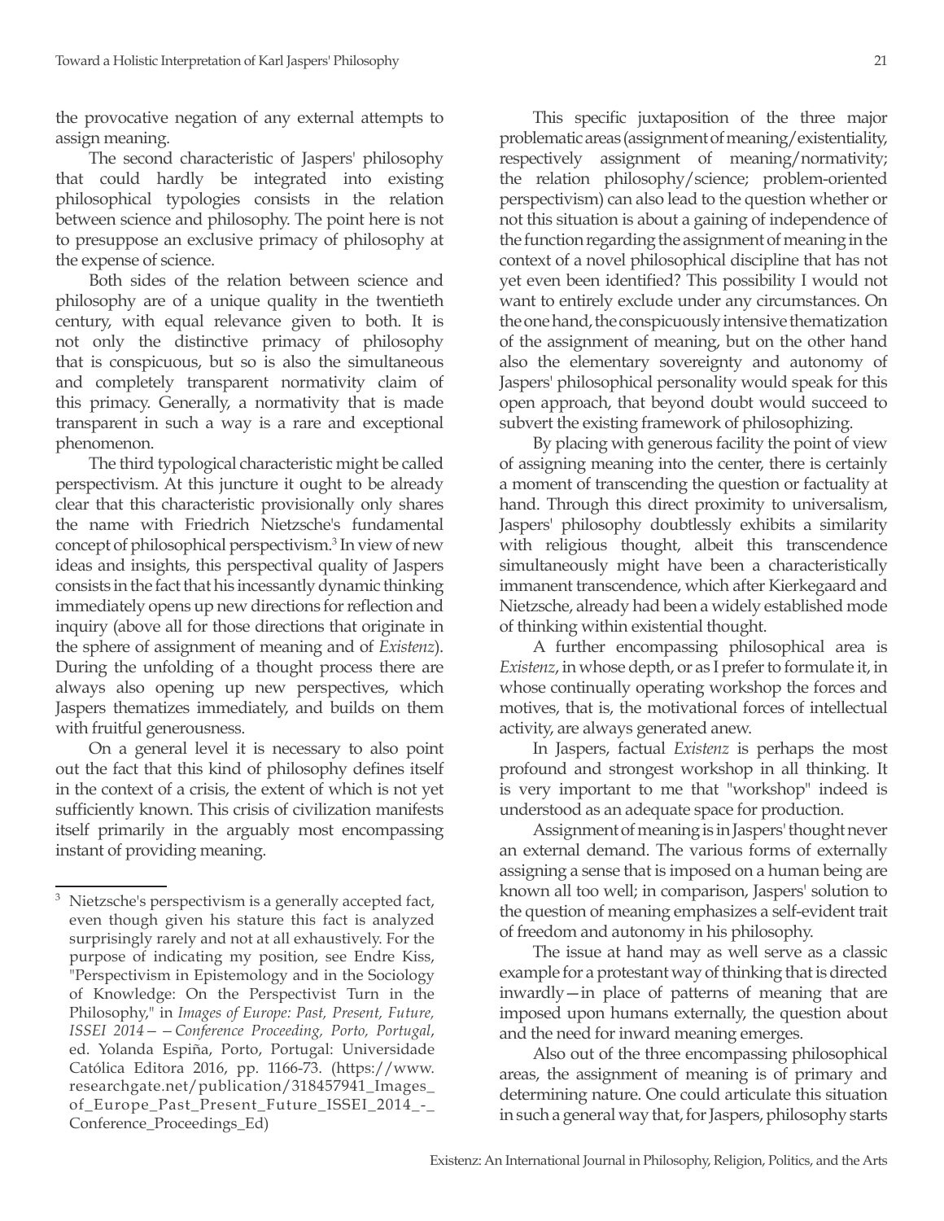the provocative negation of any external attempts to assign meaning.

The second characteristic of Jaspers' philosophy that could hardly be integrated into existing philosophical typologies consists in the relation between science and philosophy. The point here is not to presuppose an exclusive primacy of philosophy at the expense of science.

Both sides of the relation between science and philosophy are of a unique quality in the twentieth century, with equal relevance given to both. It is not only the distinctive primacy of philosophy that is conspicuous, but so is also the simultaneous and completely transparent normativity claim of this primacy. Generally, a normativity that is made transparent in such a way is a rare and exceptional phenomenon.

The third typological characteristic might be called perspectivism. At this juncture it ought to be already clear that this characteristic provisionally only shares the name with Friedrich Nietzsche's fundamental concept of philosophical perspectivism.[3] In view of new ideas and insights, this perspectival quality of Jaspers consists in the fact that his incessantly dynamic thinking immediately opens up new directions for reflection and inquiry (above all for those directions that originate in the sphere of assignment of meaning and of *Existenz*). During the unfolding of a thought process there are always also opening up new perspectives, which Jaspers thematizes immediately, and builds on them with fruitful generousness.

On a general level it is necessary to also point out the fact that this kind of philosophy defines itself in the context of a crisis, the extent of which is not yet sufficiently known. This crisis of civilization manifests itself primarily in the arguably most encompassing instant of providing meaning.

This specific juxtaposition of the three major problematic areas (assignment of meaning/existentiality, respectively assignment of meaning/normativity; the relation philosophy/science; problem-oriented perspectivism) can also lead to the question whether or not this situation is about a gaining of independence of the function regarding the assignment of meaning in the context of a novel philosophical discipline that has not yet even been identified? This possibility I would not want to entirely exclude under any circumstances. On the one hand, the conspicuously intensive thematization of the assignment of meaning, but on the other hand also the elementary sovereignty and autonomy of Jaspers' philosophical personality would speak for this open approach, that beyond doubt would succeed to subvert the existing framework of philosophizing.

By placing with generous facility the point of view of assigning meaning into the center, there is certainly a moment of transcending the question or factuality at hand. Through this direct proximity to universalism, Jaspers' philosophy doubtlessly exhibits a similarity with religious thought, albeit this transcendence simultaneously might have been a characteristically immanent transcendence, which after Kierkegaard and Nietzsche, already had been a widely established mode of thinking within existential thought.

A further encompassing philosophical area is *Existenz*, in whose depth, or as I prefer to formulate it, in whose continually operating workshop the forces and motives, that is, the motivational forces of intellectual activity, are always generated anew.

In Jaspers, factual *Existenz* is perhaps the most profound and strongest workshop in all thinking. It is very important to me that "workshop" indeed is understood as an adequate space for production.

Assignment of meaning is in Jaspers' thought never an external demand. The various forms of externally assigning a sense that is imposed on a human being are known all too well; in comparison, Jaspers' solution to the question of meaning emphasizes a self-evident trait of freedom and autonomy in his philosophy.

The issue at hand may as well serve as a classic example for a protestant way of thinking that is directed inwardly—in place of patterns of meaning that are imposed upon humans externally, the question about and the need for inward meaning emerges.

Also out of the three encompassing philosophical areas, the assignment of meaning is of primary and determining nature. One could articulate this situation in such a general way that, for Jaspers, philosophy starts

---

[3] Nietzsche's perspectivism is a generally accepted fact, even though given his stature this fact is analyzed surprisingly rarely and not at all exhaustively. For the purpose of indicating my position, see Endre Kiss, "Perspectivism in Epistemology and in the Sociology of Knowledge: On the Perspectivist Turn in the Philosophy," in *Images of Europe: Past, Present, Future, ISSEI 2014— —Conference Proceeding, Porto, Portugal*, ed. Yolanda Espiña, Porto, Portugal: Universidade Católica Editora 2016, pp. 1166-73. (https://www.researchgate.net/publication/318457941_Images_of_Europe_Past_Present_Future_ISSEI_2014_-_Conference_Proceedings_Ed)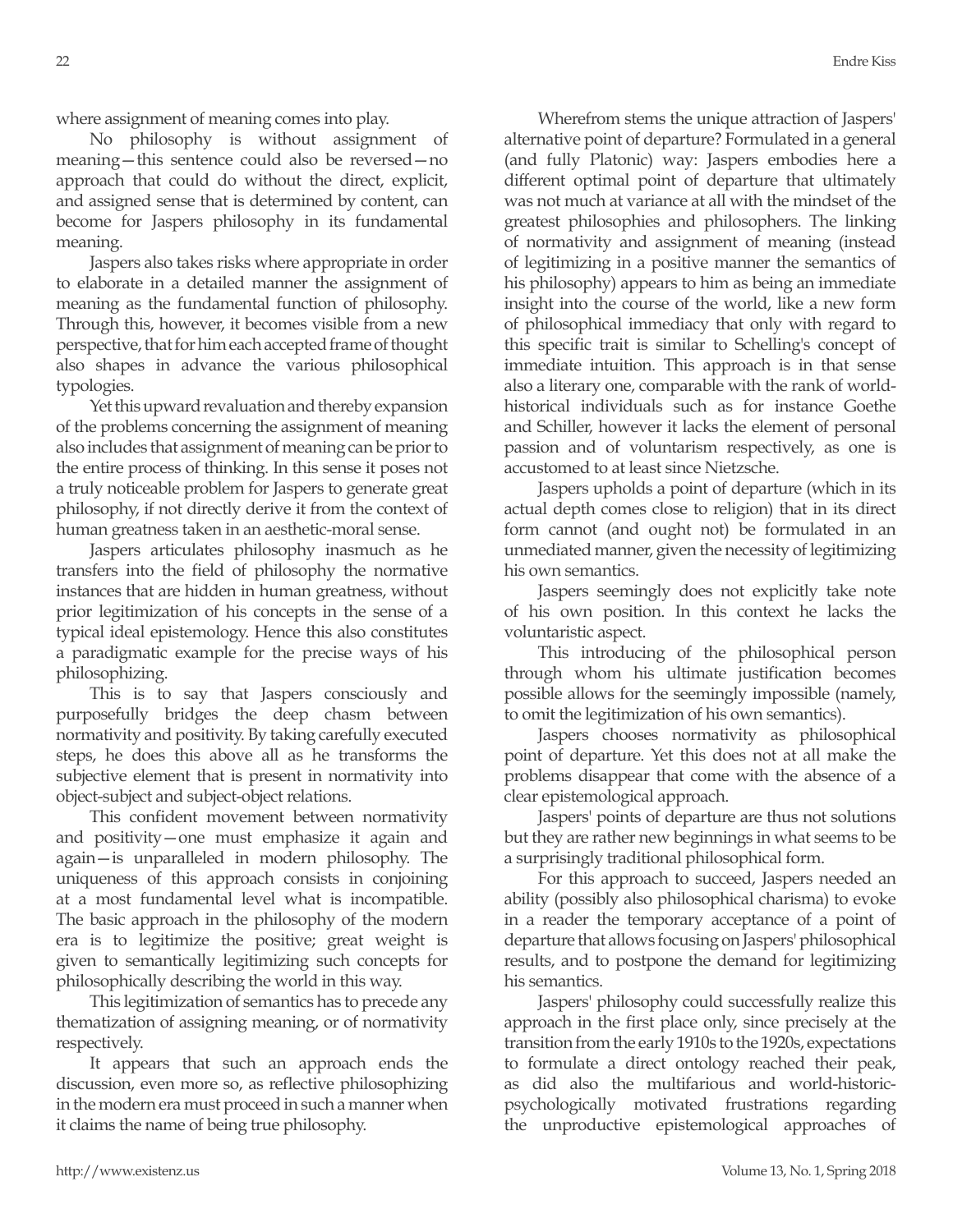where assignment of meaning comes into play.

No philosophy is without assignment of meaning—this sentence could also be reversed—no approach that could do without the direct, explicit, and assigned sense that is determined by content, can become for Jaspers philosophy in its fundamental meaning.

Jaspers also takes risks where appropriate in order to elaborate in a detailed manner the assignment of meaning as the fundamental function of philosophy. Through this, however, it becomes visible from a new perspective, that for him each accepted frame of thought also shapes in advance the various philosophical typologies.

Yet this upward revaluation and thereby expansion of the problems concerning the assignment of meaning also includes that assignment of meaning can be prior to the entire process of thinking. In this sense it poses not a truly noticeable problem for Jaspers to generate great philosophy, if not directly derive it from the context of human greatness taken in an aesthetic-moral sense.

Jaspers articulates philosophy inasmuch as he transfers into the field of philosophy the normative instances that are hidden in human greatness, without prior legitimization of his concepts in the sense of a typical ideal epistemology. Hence this also constitutes a paradigmatic example for the precise ways of his philosophizing.

This is to say that Jaspers consciously and purposefully bridges the deep chasm between normativity and positivity. By taking carefully executed steps, he does this above all as he transforms the subjective element that is present in normativity into object-subject and subject-object relations.

This confident movement between normativity and positivity—one must emphasize it again and again—is unparalleled in modern philosophy. The uniqueness of this approach consists in conjoining at a most fundamental level what is incompatible. The basic approach in the philosophy of the modern era is to legitimize the positive; great weight is given to semantically legitimizing such concepts for philosophically describing the world in this way.

This legitimization of semantics has to precede any thematization of assigning meaning, or of normativity respectively.

It appears that such an approach ends the discussion, even more so, as reflective philosophizing in the modern era must proceed in such a manner when it claims the name of being true philosophy.

Wherefrom stems the unique attraction of Jaspers' alternative point of departure? Formulated in a general (and fully Platonic) way: Jaspers embodies here a different optimal point of departure that ultimately was not much at variance at all with the mindset of the greatest philosophies and philosophers. The linking of normativity and assignment of meaning (instead of legitimizing in a positive manner the semantics of his philosophy) appears to him as being an immediate insight into the course of the world, like a new form of philosophical immediacy that only with regard to this specific trait is similar to Schelling's concept of immediate intuition. This approach is in that sense also a literary one, comparable with the rank of world-historical individuals such as for instance Goethe and Schiller, however it lacks the element of personal passion and of voluntarism respectively, as one is accustomed to at least since Nietzsche.

Jaspers upholds a point of departure (which in its actual depth comes close to religion) that in its direct form cannot (and ought not) be formulated in an unmediated manner, given the necessity of legitimizing his own semantics.

Jaspers seemingly does not explicitly take note of his own position. In this context he lacks the voluntaristic aspect.

This introducing of the philosophical person through whom his ultimate justification becomes possible allows for the seemingly impossible (namely, to omit the legitimization of his own semantics).

Jaspers chooses normativity as philosophical point of departure. Yet this does not at all make the problems disappear that come with the absence of a clear epistemological approach.

Jaspers' points of departure are thus not solutions but they are rather new beginnings in what seems to be a surprisingly traditional philosophical form.

For this approach to succeed, Jaspers needed an ability (possibly also philosophical charisma) to evoke in a reader the temporary acceptance of a point of departure that allows focusing on Jaspers' philosophical results, and to postpone the demand for legitimizing his semantics.

Jaspers' philosophy could successfully realize this approach in the first place only, since precisely at the transition from the early 1910s to the 1920s, expectations to formulate a direct ontology reached their peak, as did also the multifarious and world-historic-psychologically motivated frustrations regarding the unproductive epistemological approaches of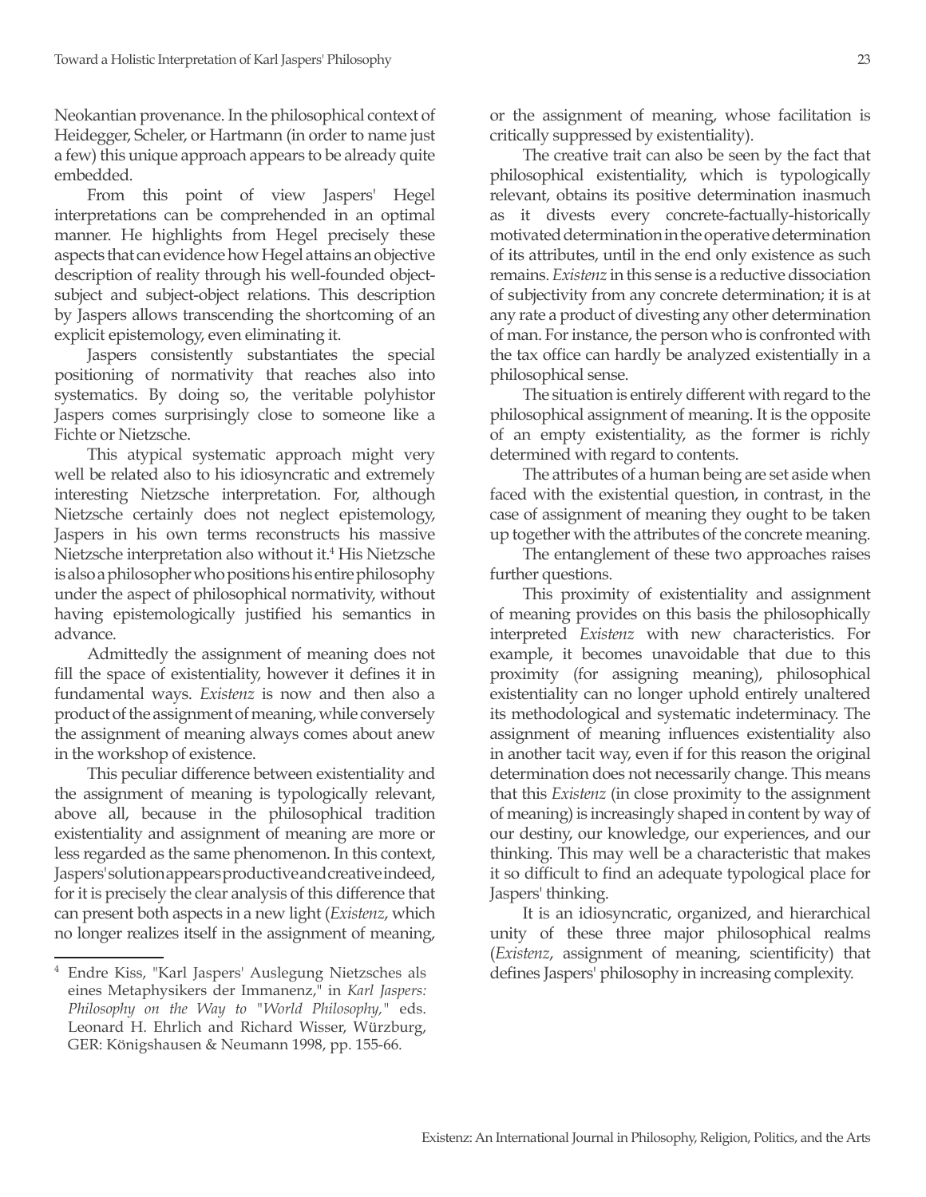Neokantian provenance. In the philosophical context of Heidegger, Scheler, or Hartmann (in order to name just a few) this unique approach appears to be already quite embedded.

From this point of view Jaspers' Hegel interpretations can be comprehended in an optimal manner. He highlights from Hegel precisely these aspects that can evidence how Hegel attains an objective description of reality through his well-founded object-subject and subject-object relations. This description by Jaspers allows transcending the shortcoming of an explicit epistemology, even eliminating it.

Jaspers consistently substantiates the special positioning of normativity that reaches also into systematics. By doing so, the veritable polyhistor Jaspers comes surprisingly close to someone like a Fichte or Nietzsche.

This atypical systematic approach might very well be related also to his idiosyncratic and extremely interesting Nietzsche interpretation. For, although Nietzsche certainly does not neglect epistemology, Jaspers in his own terms reconstructs his massive Nietzsche interpretation also without it.[4] His Nietzsche is also a philosopher who positions his entire philosophy under the aspect of philosophical normativity, without having epistemologically justified his semantics in advance.

Admittedly the assignment of meaning does not fill the space of existentiality, however it defines it in fundamental ways. *Existenz* is now and then also a product of the assignment of meaning, while conversely the assignment of meaning always comes about anew in the workshop of existence.

This peculiar difference between existentiality and the assignment of meaning is typologically relevant, above all, because in the philosophical tradition existentiality and assignment of meaning are more or less regarded as the same phenomenon. In this context, Jaspers' solution appears productive and creative indeed, for it is precisely the clear analysis of this difference that can present both aspects in a new light (*Existenz*, which no longer realizes itself in the assignment of meaning, or the assignment of meaning, whose facilitation is critically suppressed by existentiality).

The creative trait can also be seen by the fact that philosophical existentiality, which is typologically relevant, obtains its positive determination inasmuch as it divests every concrete-factually-historically motivated determination in the operative determination of its attributes, until in the end only existence as such remains. *Existenz* in this sense is a reductive dissociation of subjectivity from any concrete determination; it is at any rate a product of divesting any other determination of man. For instance, the person who is confronted with the tax office can hardly be analyzed existentially in a philosophical sense.

The situation is entirely different with regard to the philosophical assignment of meaning. It is the opposite of an empty existentiality, as the former is richly determined with regard to contents.

The attributes of a human being are set aside when faced with the existential question, in contrast, in the case of assignment of meaning they ought to be taken up together with the attributes of the concrete meaning.

The entanglement of these two approaches raises further questions.

This proximity of existentiality and assignment of meaning provides on this basis the philosophically interpreted *Existenz* with new characteristics. For example, it becomes unavoidable that due to this proximity (for assigning meaning), philosophical existentiality can no longer uphold entirely unaltered its methodological and systematic indeterminacy. The assignment of meaning influences existentiality also in another tacit way, even if for this reason the original determination does not necessarily change. This means that this *Existenz* (in close proximity to the assignment of meaning) is increasingly shaped in content by way of our destiny, our knowledge, our experiences, and our thinking. This may well be a characteristic that makes it so difficult to find an adequate typological place for Jaspers' thinking.

It is an idiosyncratic, organized, and hierarchical unity of these three major philosophical realms (*Existenz*, assignment of meaning, scientificity) that defines Jaspers' philosophy in increasing complexity.

---

[4] Endre Kiss, "Karl Jaspers' Auslegung Nietzsches als eines Metaphysikers der Immanenz," in *Karl Jaspers: Philosophy on the Way to "World Philosophy,"* eds. Leonard H. Ehrlich and Richard Wisser, Würzburg, GER: Königshausen & Neumann 1998, pp. 155-66.